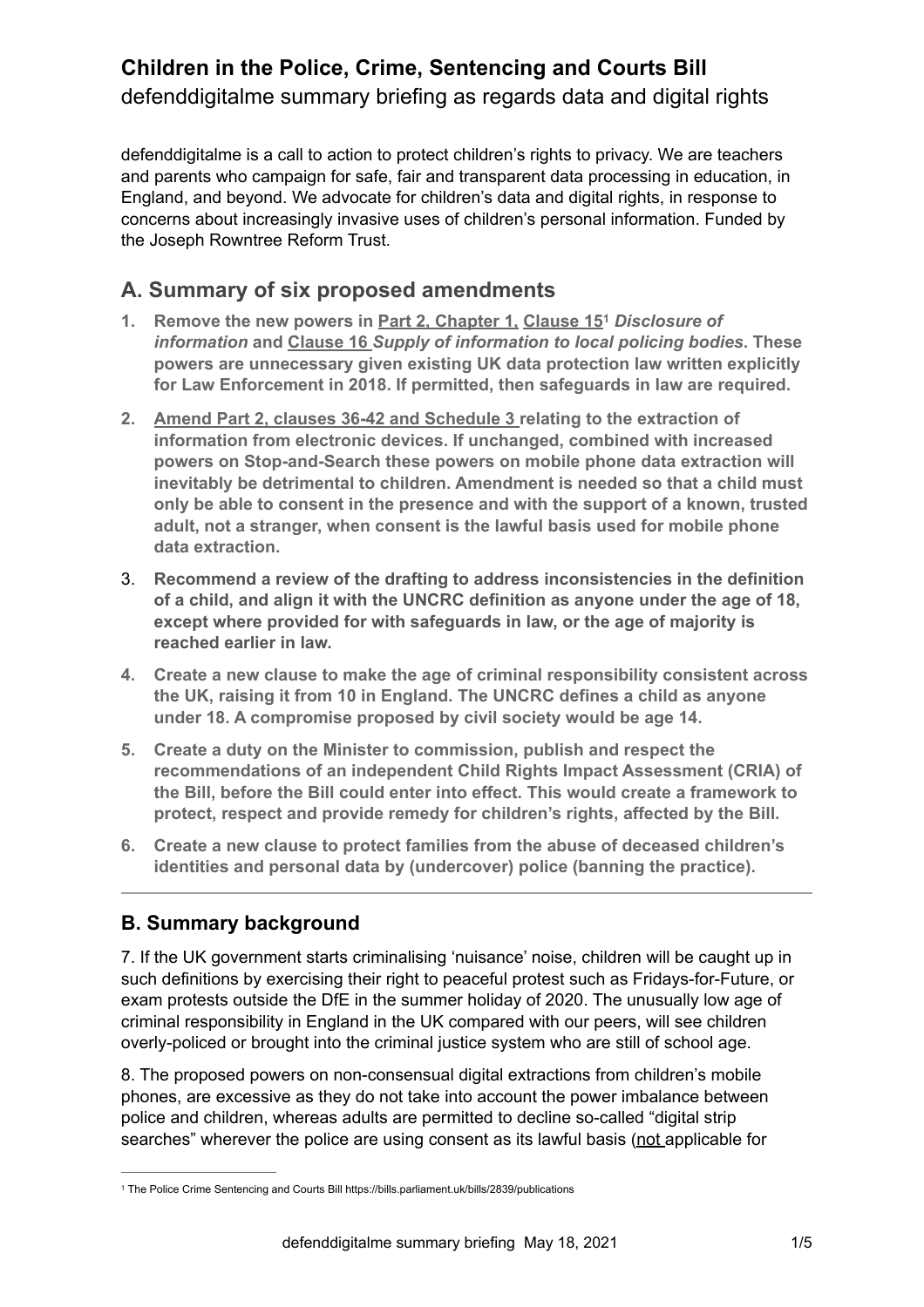# Children in the Police, Crime, Sentencing and Courts Bill

defenddigitalme summary briefing as regards data and digital rights

defenddigitalme is a call to action to protect children's rights to privacy. We are teachers and parents who campaign for safe, fair and transparent data processing in education, in England, and beyond. We advocate for children's data and digital rights, in response to concerns about increasingly invasive uses of children's personal information. Funded by the Joseph Rowntree Reform Trust.

## A. Summary of six proposed amendments

1. **Remove the new powers in Part 2, Chapter 1, Clause 15[1] *Disclosure of information* and Clause 16 *Supply of information to local policing bodies*. These powers are unnecessary given existing UK data protection law written explicitly for Law Enforcement in 2018. If permitted, then safeguards in law are required.**
2. **Amend Part 2, clauses 36-42 and Schedule 3 relating to the extraction of information from electronic devices. If unchanged, combined with increased powers on Stop-and-Search these powers on mobile phone data extraction will inevitably be detrimental to children. Amendment is needed so that a child must only be able to consent in the presence and with the support of a known, trusted adult, not a stranger, when consent is the lawful basis used for mobile phone data extraction.**
3. **Recommend a review of the drafting to address inconsistencies in the definition of a child, and align it with the UNCRC definition as anyone under the age of 18, except where provided for with safeguards in law, or the age of majority is reached earlier in law.**
4. **Create a new clause to make the age of criminal responsibility consistent across the UK, raising it from 10 in England. The UNCRC defines a child as anyone under 18. A compromise proposed by civil society would be age 14.**
5. **Create a duty on the Minister to commission, publish and respect the recommendations of an independent Child Rights Impact Assessment (CRIA) of the Bill, before the Bill could enter into effect. This would create a framework to protect, respect and provide remedy for children's rights, affected by the Bill.**
6. **Create a new clause to protect families from the abuse of deceased children's identities and personal data by (undercover) police (banning the practice).**

---

## B. Summary background

7. If the UK government starts criminalising 'nuisance' noise, children will be caught up in such definitions by exercising their right to peaceful protest such as Fridays-for-Future, or exam protests outside the DfE in the summer holiday of 2020. The unusually low age of criminal responsibility in England in the UK compared with our peers, will see children overly-policed or brought into the criminal justice system who are still of school age.

8. The proposed powers on non-consensual digital extractions from children's mobile phones, are excessive as they do not take into account the power imbalance between police and children, whereas adults are permitted to decline so-called "digital strip searches" wherever the police are using consent as its lawful basis (not applicable for

[1] The Police Crime Sentencing and Courts Bill https://bills.parliament.uk/bills/2839/publications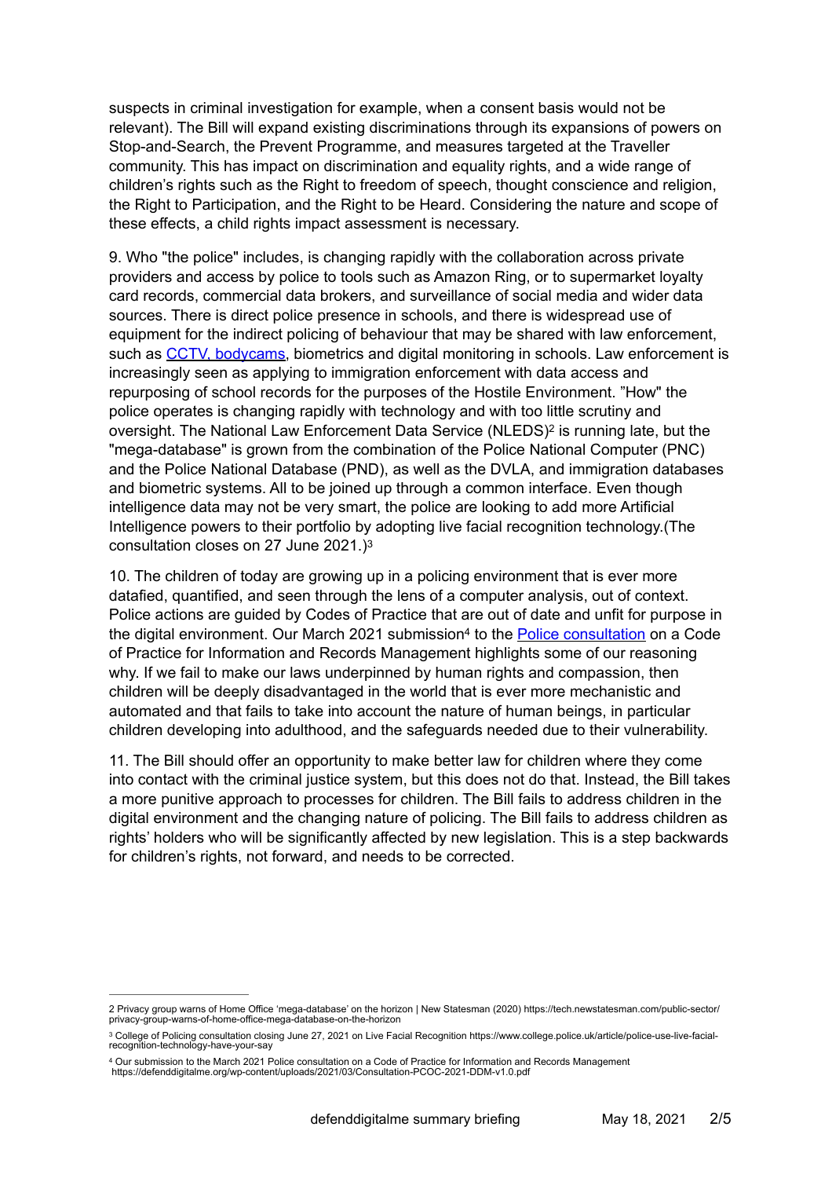suspects in criminal investigation for example, when a consent basis would not be relevant). The Bill will expand existing discriminations through its expansions of powers on Stop-and-Search, the Prevent Programme, and measures targeted at the Traveller community. This has impact on discrimination and equality rights, and a wide range of children's rights such as the Right to freedom of speech, thought conscience and religion, the Right to Participation, and the Right to be Heard. Considering the nature and scope of these effects, a child rights impact assessment is necessary.

9. Who "the police" includes, is changing rapidly with the collaboration across private providers and access by police to tools such as Amazon Ring, or to supermarket loyalty card records, commercial data brokers, and surveillance of social media and wider data sources. There is direct police presence in schools, and there is widespread use of equipment for the indirect policing of behaviour that may be shared with law enforcement, such as [CCTV, bodycams](), biometrics and digital monitoring in schools. Law enforcement is increasingly seen as applying to immigration enforcement with data access and repurposing of school records for the purposes of the Hostile Environment. "How" the police operates is changing rapidly with technology and with too little scrutiny and oversight. The National Law Enforcement Data Service (NLEDS)[2] is running late, but the "mega-database" is grown from the combination of the Police National Computer (PNC) and the Police National Database (PND), as well as the DVLA, and immigration databases and biometric systems. All to be joined up through a common interface. Even though intelligence data may not be very smart, the police are looking to add more Artificial Intelligence powers to their portfolio by adopting live facial recognition technology.(The consultation closes on 27 June 2021.)[3]

10. The children of today are growing up in a policing environment that is ever more datafied, quantified, and seen through the lens of a computer analysis, out of context. Police actions are guided by Codes of Practice that are out of date and unfit for purpose in the digital environment. Our March 2021 submission[4] to the [Police consultation]() on a Code of Practice for Information and Records Management highlights some of our reasoning why. If we fail to make our laws underpinned by human rights and compassion, then children will be deeply disadvantaged in the world that is ever more mechanistic and automated and that fails to take into account the nature of human beings, in particular children developing into adulthood, and the safeguards needed due to their vulnerability.

11. The Bill should offer an opportunity to make better law for children where they come into contact with the criminal justice system, but this does not do that. Instead, the Bill takes a more punitive approach to processes for children. The Bill fails to address children in the digital environment and the changing nature of policing. The Bill fails to address children as rights' holders who will be significantly affected by new legislation. This is a step backwards for children's rights, not forward, and needs to be corrected.

---

[2] Privacy group warns of Home Office 'mega-database' on the horizon | New Statesman (2020) https://tech.newstatesman.com/public-sector/privacy-group-warns-of-home-office-mega-database-on-the-horizon

[3] College of Policing consultation closing June 27, 2021 on Live Facial Recognition https://www.college.police.uk/article/police-use-live-facial-recognition-technology-have-your-say

[4] Our submission to the March 2021 Police consultation on a Code of Practice for Information and Records Management https://defenddigitalme.org/wp-content/uploads/2021/03/Consultation-PCOC-2021-DDM-v1.0.pdf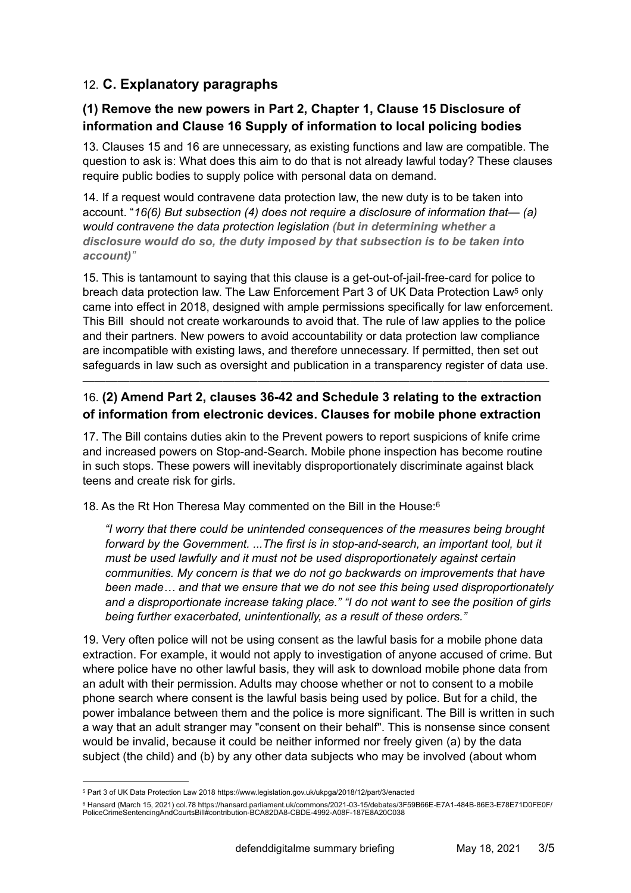## 12. **C. Explanatory paragraphs**

### **(1) Remove the new powers in Part 2, Chapter 1, Clause 15 Disclosure of information and Clause 16 Supply of information to local policing bodies**

13. Clauses 15 and 16 are unnecessary, as existing functions and law are compatible. The question to ask is: What does this aim to do that is not already lawful today? These clauses require public bodies to supply police with personal data on demand.

14. If a request would contravene data protection law, the new duty is to be taken into account. "*16(6) But subsection (4) does not require a disclosure of information that— (a) would contravene the data protection legislation* ***(but in determining whether a disclosure would do so, the duty imposed by that subsection is to be taken into account)"***

15. This is tantamount to saying that this clause is a get-out-of-jail-free-card for police to breach data protection law. The Law Enforcement Part 3 of UK Data Protection Law[5] only came into effect in 2018, designed with ample permissions specifically for law enforcement. This Bill should not create workarounds to avoid that. The rule of law applies to the police and their partners. New powers to avoid accountability or data protection law compliance are incompatible with existing laws, and therefore unnecessary. If permitted, then set out safeguards in law such as oversight and publication in a transparency register of data use.

---

### 16. **(2) Amend Part 2, clauses 36-42 and Schedule 3 relating to the extraction of information from electronic devices. Clauses for mobile phone extraction**

17. The Bill contains duties akin to the Prevent powers to report suspicions of knife crime and increased powers on Stop-and-Search. Mobile phone inspection has become routine in such stops. These powers will inevitably disproportionately discriminate against black teens and create risk for girls.

18. As the Rt Hon Theresa May commented on the Bill in the House:[6]

> *"I worry that there could be unintended consequences of the measures being brought forward by the Government. ...The first is in stop-and-search, an important tool, but it must be used lawfully and it must not be used disproportionately against certain communities. My concern is that we do not go backwards on improvements that have been made… and that we ensure that we do not see this being used disproportionately and a disproportionate increase taking place." "I do not want to see the position of girls being further exacerbated, unintentionally, as a result of these orders."*

19. Very often police will not be using consent as the lawful basis for a mobile phone data extraction. For example, it would not apply to investigation of anyone accused of crime. But where police have no other lawful basis, they will ask to download mobile phone data from an adult with their permission. Adults may choose whether or not to consent to a mobile phone search where consent is the lawful basis being used by police. But for a child, the power imbalance between them and the police is more significant. The Bill is written in such a way that an adult stranger may "consent on their behalf". This is nonsense since consent would be invalid, because it could be neither informed nor freely given (a) by the data subject (the child) and (b) by any other data subjects who may be involved (about whom

---

[5] Part 3 of UK Data Protection Law 2018 https://www.legislation.gov.uk/ukpga/2018/12/part/3/enacted

[6] Hansard (March 15, 2021) col.78 https://hansard.parliament.uk/commons/2021-03-15/debates/3F59B66E-E7A1-484B-86E3-E78E71D0FE0F/PoliceCrimeSentencingAndCourtsBill#contribution-BCA82DA8-CBDE-4992-A08F-187E8A20C038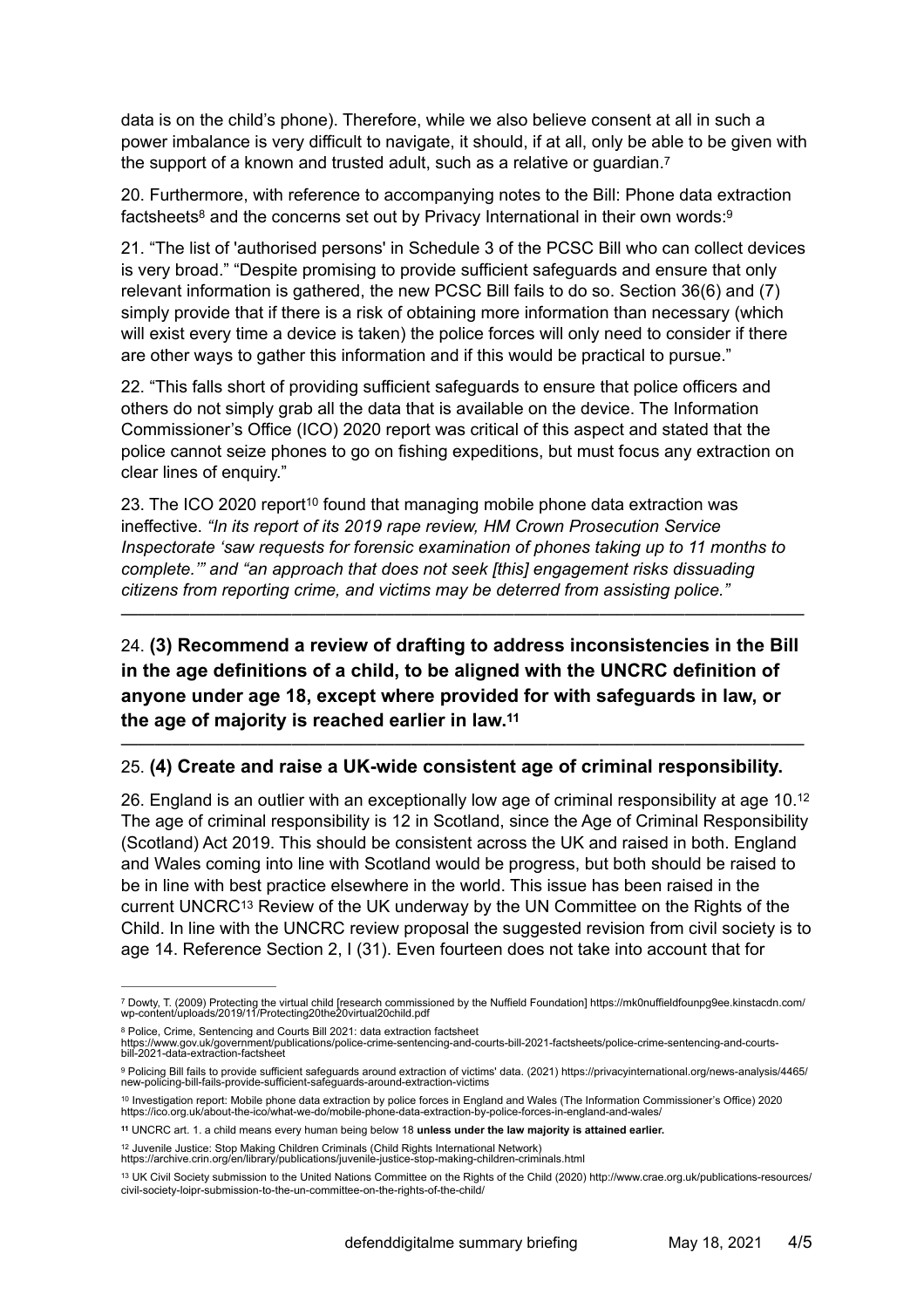data is on the child's phone). Therefore, while we also believe consent at all in such a power imbalance is very difficult to navigate, it should, if at all, only be able to be given with the support of a known and trusted adult, such as a relative or guardian.[7]

20. Furthermore, with reference to accompanying notes to the Bill: Phone data extraction factsheets[8] and the concerns set out by Privacy International in their own words:[9]

21. "The list of 'authorised persons' in Schedule 3 of the PCSC Bill who can collect devices is very broad." "Despite promising to provide sufficient safeguards and ensure that only relevant information is gathered, the new PCSC Bill fails to do so. Section 36(6) and (7) simply provide that if there is a risk of obtaining more information than necessary (which will exist every time a device is taken) the police forces will only need to consider if there are other ways to gather this information and if this would be practical to pursue."

22. "This falls short of providing sufficient safeguards to ensure that police officers and others do not simply grab all the data that is available on the device. The Information Commissioner's Office (ICO) 2020 report was critical of this aspect and stated that the police cannot seize phones to go on fishing expeditions, but must focus any extraction on clear lines of enquiry."

23. The ICO 2020 report[10] found that managing mobile phone data extraction was ineffective. *"In its report of its 2019 rape review, HM Crown Prosecution Service Inspectorate 'saw requests for forensic examination of phones taking up to 11 months to complete.'" and "an approach that does not seek [this] engagement risks dissuading citizens from reporting crime, and victims may be deterred from assisting police."*

---

24. **(3) Recommend a review of drafting to address inconsistencies in the Bill in the age definitions of a child, to be aligned with the UNCRC definition of anyone under age 18, except where provided for with safeguards in law, or the age of majority is reached earlier in law.[11]**

---

25. **(4) Create and raise a UK-wide consistent age of criminal responsibility.**

26. England is an outlier with an exceptionally low age of criminal responsibility at age 10.[12] The age of criminal responsibility is 12 in Scotland, since the Age of Criminal Responsibility (Scotland) Act 2019. This should be consistent across the UK and raised in both. England and Wales coming into line with Scotland would be progress, but both should be raised to be in line with best practice elsewhere in the world. This issue has been raised in the current UNCRC[13] Review of the UK underway by the UN Committee on the Rights of the Child. In line with the UNCRC review proposal the suggested revision from civil society is to age 14. Reference Section 2, I (31). Even fourteen does not take into account that for

---

[7] Dowty, T. (2009) Protecting the virtual child [research commissioned by the Nuffield Foundation] https://mk0nuffieldfounpg9ee.kinstacdn.com/wp-content/uploads/2019/11/Protecting20the20virtual20child.pdf

[8] Police, Crime, Sentencing and Courts Bill 2021: data extraction factsheet https://www.gov.uk/government/publications/police-crime-sentencing-and-courts-bill-2021-factsheets/police-crime-sentencing-and-courts-bill-2021-data-extraction-factsheet

[9] Policing Bill fails to provide sufficient safeguards around extraction of victims' data. (2021) https://privacyinternational.org/news-analysis/4465/new-policing-bill-fails-provide-sufficient-safeguards-around-extraction-victims

[10] Investigation report: Mobile phone data extraction by police forces in England and Wales (The Information Commissioner's Office) 2020 https://ico.org.uk/about-the-ico/what-we-do/mobile-phone-data-extraction-by-police-forces-in-england-and-wales/

[11] UNCRC art. 1. a child means every human being below 18 **unless under the law majority is attained earlier.**

[12] Juvenile Justice: Stop Making Children Criminals (Child Rights International Network) https://archive.crin.org/en/library/publications/juvenile-justice-stop-making-children-criminals.html

[13] UK Civil Society submission to the United Nations Committee on the Rights of the Child (2020) http://www.crae.org.uk/publications-resources/civil-society-loipr-submission-to-the-un-committee-on-the-rights-of-the-child/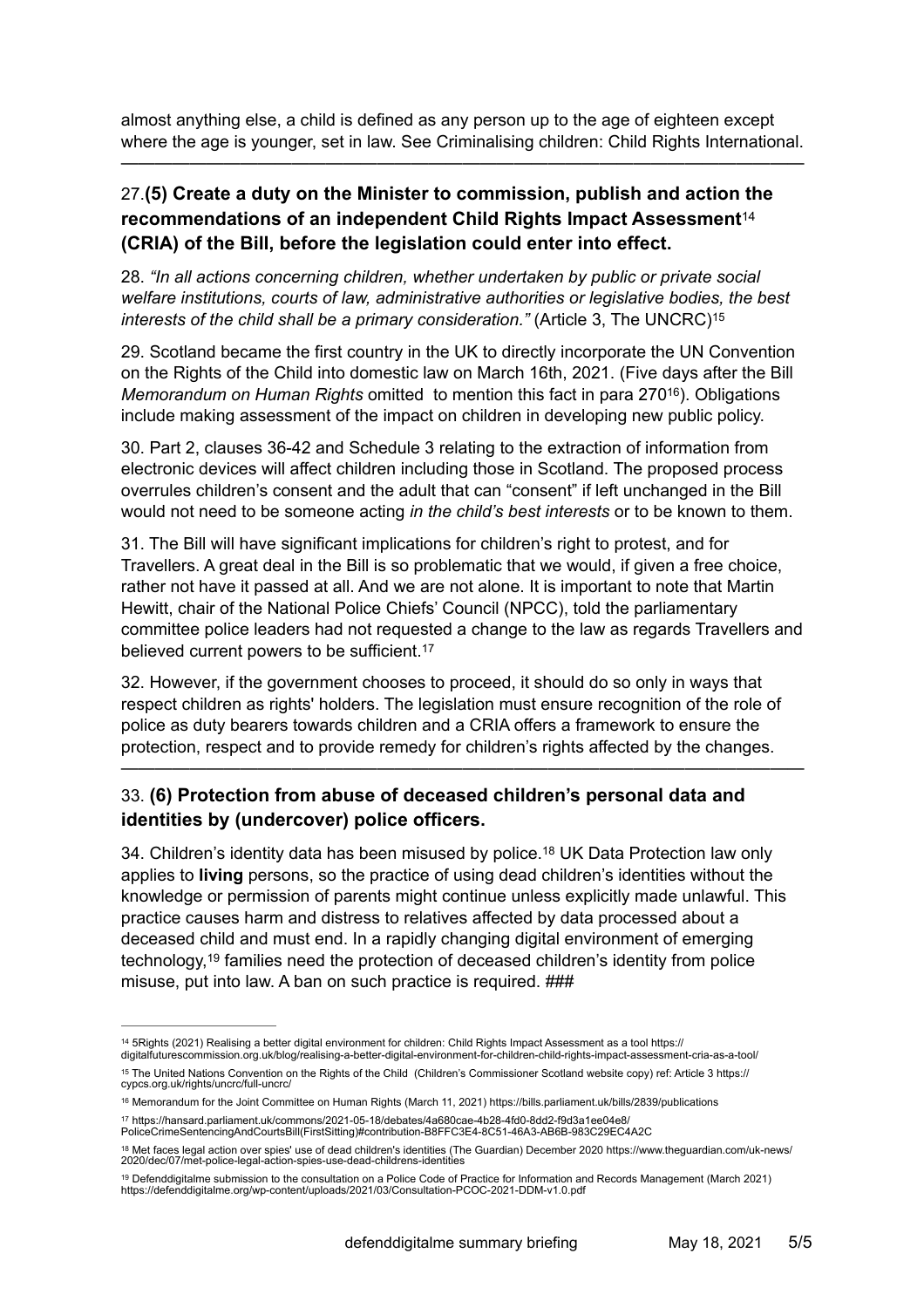almost anything else, a child is defined as any person up to the age of eighteen except where the age is younger, set in law. See Criminalising children: Child Rights International.

---

### 27. **(5) Create a duty on the Minister to commission, publish and action the recommendations of an independent Child Rights Impact Assessment**[14] **(CRIA) of the Bill, before the legislation could enter into effect.**

28. *"In all actions concerning children, whether undertaken by public or private social welfare institutions, courts of law, administrative authorities or legislative bodies, the best interests of the child shall be a primary consideration."* (Article 3, The UNCRC)[15]

29. Scotland became the first country in the UK to directly incorporate the UN Convention on the Rights of the Child into domestic law on March 16th, 2021. (Five days after the Bill *Memorandum on Human Rights* omitted to mention this fact in para 270[16]). Obligations include making assessment of the impact on children in developing new public policy.

30. Part 2, clauses 36-42 and Schedule 3 relating to the extraction of information from electronic devices will affect children including those in Scotland. The proposed process overrules children's consent and the adult that can "consent" if left unchanged in the Bill would not need to be someone acting *in the child's best interests* or to be known to them.

31. The Bill will have significant implications for children's right to protest, and for Travellers. A great deal in the Bill is so problematic that we would, if given a free choice, rather not have it passed at all. And we are not alone. It is important to note that Martin Hewitt, chair of the National Police Chiefs' Council (NPCC), told the parliamentary committee police leaders had not requested a change to the law as regards Travellers and believed current powers to be sufficient.[17]

32. However, if the government chooses to proceed, it should do so only in ways that respect children as rights' holders. The legislation must ensure recognition of the role of police as duty bearers towards children and a CRIA offers a framework to ensure the protection, respect and to provide remedy for children's rights affected by the changes.

---

### 33. **(6) Protection from abuse of deceased children's personal data and identities by (undercover) police officers.**

34. Children's identity data has been misused by police.[18] UK Data Protection law only applies to **living** persons, so the practice of using dead children's identities without the knowledge or permission of parents might continue unless explicitly made unlawful. This practice causes harm and distress to relatives affected by data processed about a deceased child and must end. In a rapidly changing digital environment of emerging technology,[19] families need the protection of deceased children's identity from police misuse, put into law. A ban on such practice is required. ###

---

[14] 5Rights (2021) Realising a better digital environment for children: Child Rights Impact Assessment as a tool https://digitalfuturescommission.org.uk/blog/realising-a-better-digital-environment-for-children-child-rights-impact-assessment-cria-as-a-tool/

[15] The United Nations Convention on the Rights of the Child (Children's Commissioner Scotland website copy) ref: Article 3 https://cypcs.org.uk/rights/uncrc/full-uncrc/

[16] Memorandum for the Joint Committee on Human Rights (March 11, 2021) https://bills.parliament.uk/bills/2839/publications

[17] https://hansard.parliament.uk/commons/2021-05-18/debates/4a680cae-4b28-4fd0-8dd2-f9d3a1ee04e8/PoliceCrimeSentencingAndCourtsBill(FirstSitting)#contribution-B8FFC3E4-8C51-46A3-AB6B-983C29EC4A2C

[18] Met faces legal action over spies' use of dead children's identities (The Guardian) December 2020 https://www.theguardian.com/uk-news/2020/dec/07/met-police-legal-action-spies-use-dead-childrens-identities

[19] Defenddigitalme submission to the consultation on a Police Code of Practice for Information and Records Management (March 2021) https://defenddigitalme.org/wp-content/uploads/2021/03/Consultation-PCOC-2021-DDM-v1.0.pdf